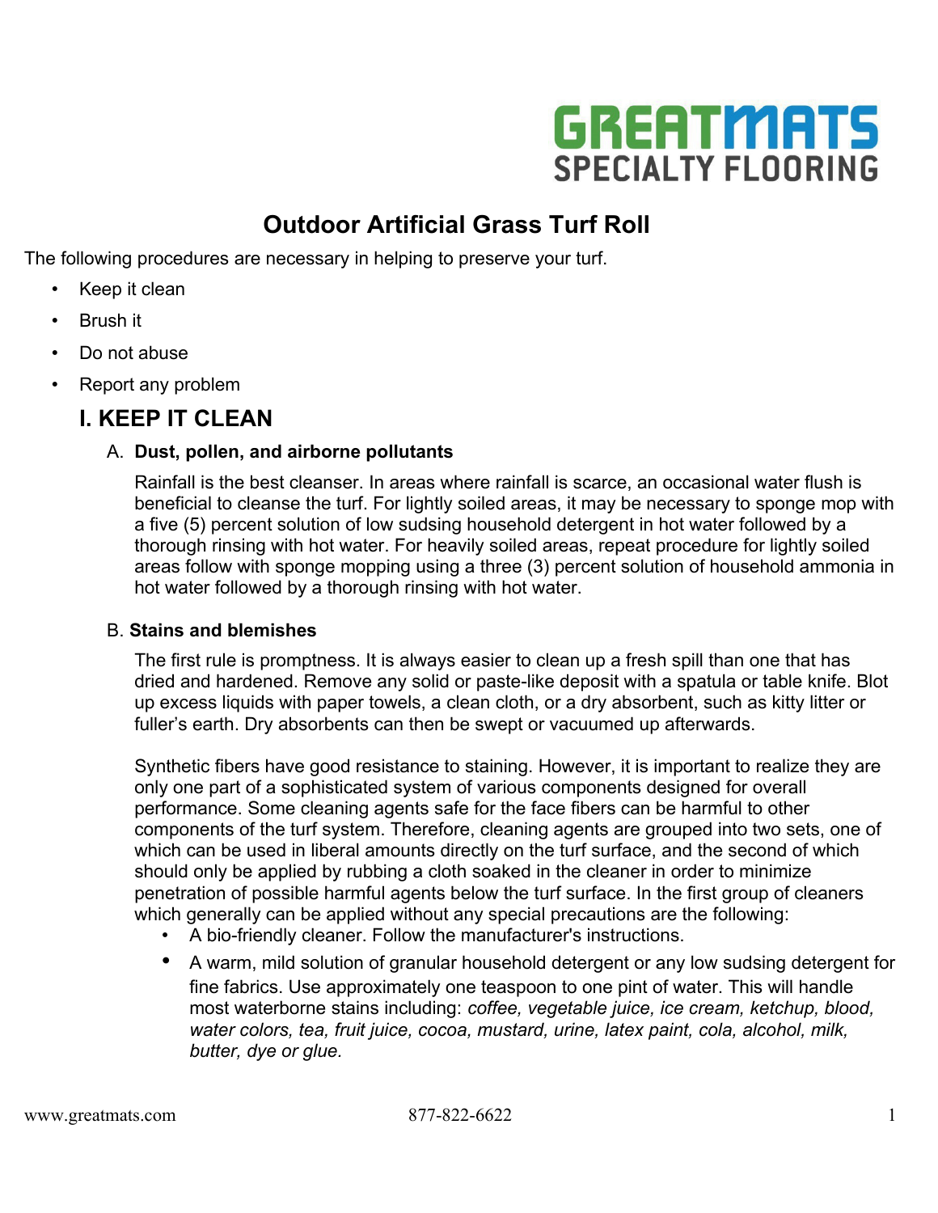GREATMATS SPECIALTY FLOORING

# Outdoor Artificial Grass Turf Roll

The following procedures are necessary in helping to preserve your turf.

- Keep it clean
- Brush it
- Do not abuse
- Report any problem

## I. KEEP IT CLEAN

### A. Dust, pollen, and airborne pollutants

Rainfall is the best cleanser. In areas where rainfall is scarce, an occasional water flush is beneficial to cleanse the turf. For lightly soiled areas, it may be necessary to sponge mop with a five (5) percent solution of low sudsing household detergent in hot water followed by a thorough rinsing with hot water. For heavily soiled areas, repeat procedure for lightly soiled areas follow with sponge mopping using a three (3) percent solution of household ammonia in hot water followed by a thorough rinsing with hot water.

### B. Stains and blemishes

The first rule is promptness. It is always easier to clean up a fresh spill than one that has dried and hardened. Remove any solid or paste-like deposit with a spatula or table knife. Blot up excess liquids with paper towels, a clean cloth, or a dry absorbent, such as kitty litter or fuller's earth. Dry absorbents can then be swept or vacuumed up afterwards.

Synthetic fibers have good resistance to staining. However, it is important to realize they are only one part of a sophisticated system of various components designed for overall performance. Some cleaning agents safe for the face fibers can be harmful to other components of the turf system. Therefore, cleaning agents are grouped into two sets, one of which can be used in liberal amounts directly on the turf surface, and the second of which should only be applied by rubbing a cloth soaked in the cleaner in order to minimize penetration of possible harmful agents below the turf surface. In the first group of cleaners which generally can be applied without any special precautions are the following:

- A bio-friendly cleaner. Follow the manufacturer's instructions.
- A warm, mild solution of granular household detergent or any low sudsing detergent for fine fabrics. Use approximately one teaspoon to one pint of water. This will handle most waterborne stains including: *coffee, vegetable juice, ice cream, ketchup, blood, water colors, tea, fruit juice, cocoa, mustard, urine, latex paint, cola, alcohol, milk, butter, dye or glue.*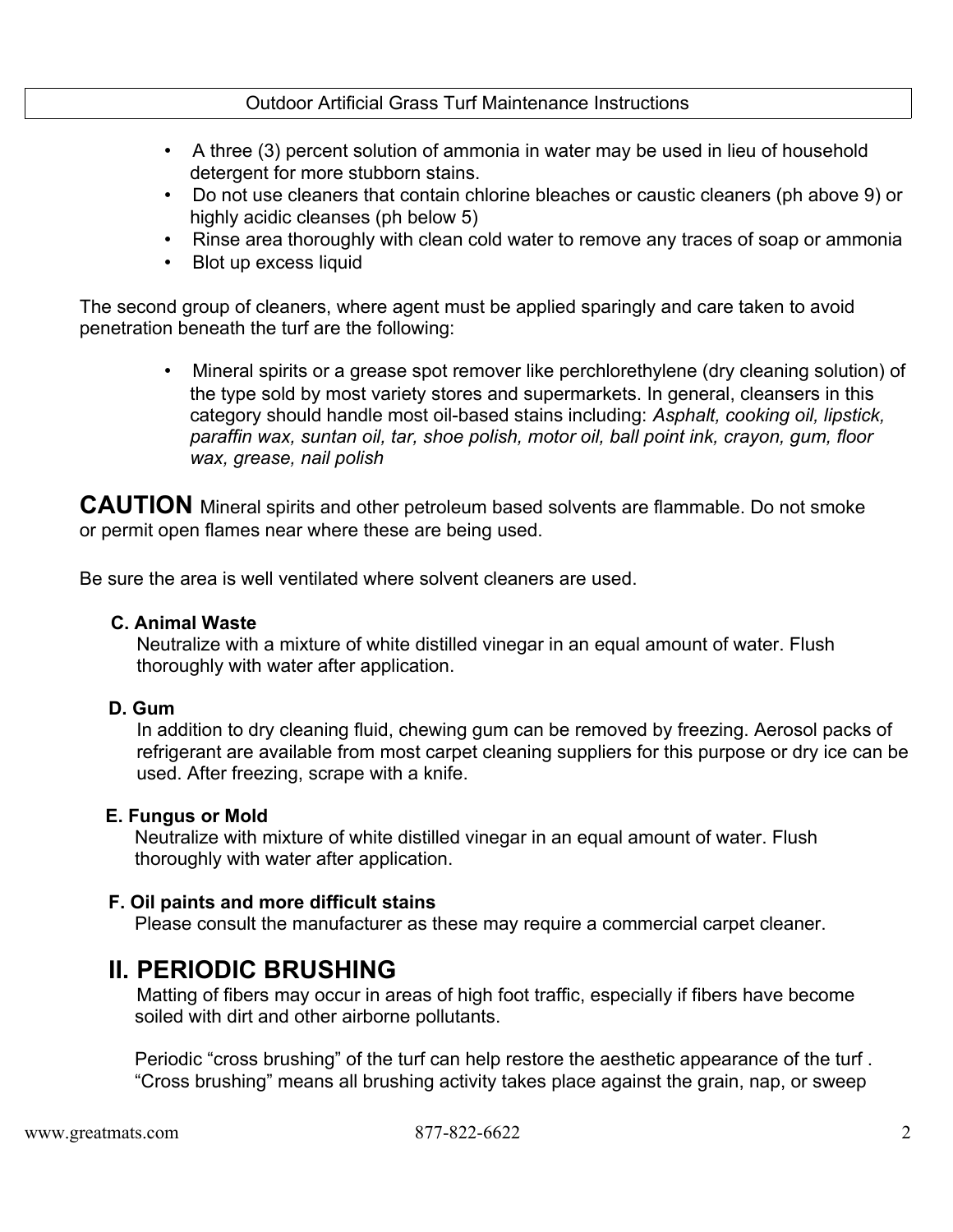- A three (3) percent solution of ammonia in water may be used in lieu of household detergent for more stubborn stains.
- Do not use cleaners that contain chlorine bleaches or caustic cleaners (ph above 9) or highly acidic cleanses (ph below 5)
- Rinse area thoroughly with clean cold water to remove any traces of soap or ammonia
- Blot up excess liquid

The second group of cleaners, where agent must be applied sparingly and care taken to avoid penetration beneath the turf are the following:

- Mineral spirits or a grease spot remover like perchlorethylene (dry cleaning solution) of the type sold by most variety stores and supermarkets. In general, cleansers in this category should handle most oil-based stains including: *Asphalt, cooking oil, lipstick, paraffin wax, suntan oil, tar, shoe polish, motor oil, ball point ink, crayon, gum, floor wax, grease, nail polish*

**CAUTION** Mineral spirits and other petroleum based solvents are flammable. Do not smoke or permit open flames near where these are being used.

Be sure the area is well ventilated where solvent cleaners are used.

### C. Animal Waste

Neutralize with a mixture of white distilled vinegar in an equal amount of water. Flush thoroughly with water after application.

### D. Gum

In addition to dry cleaning fluid, chewing gum can be removed by freezing. Aerosol packs of refrigerant are available from most carpet cleaning suppliers for this purpose or dry ice can be used. After freezing, scrape with a knife.

### E. Fungus or Mold

Neutralize with mixture of white distilled vinegar in an equal amount of water. Flush thoroughly with water after application.

### F. Oil paints and more difficult stains

Please consult the manufacturer as these may require a commercial carpet cleaner.

## II. PERIODIC BRUSHING

Matting of fibers may occur in areas of high foot traffic, especially if fibers have become soiled with dirt and other airborne pollutants.

Periodic "cross brushing" of the turf can help restore the aesthetic appearance of the turf . "Cross brushing" means all brushing activity takes place against the grain, nap, or sweep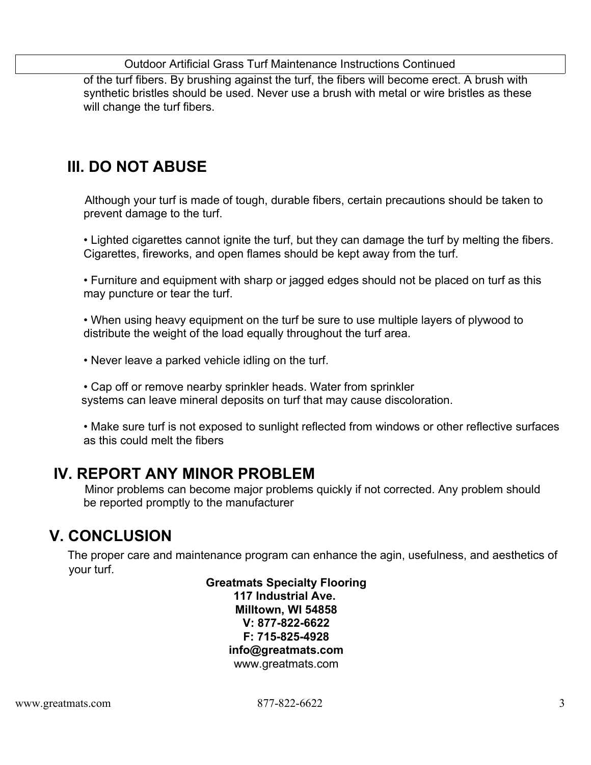of the turf fibers. By brushing against the turf, the fibers will become erect. A brush with synthetic bristles should be used. Never use a brush with metal or wire bristles as these will change the turf fibers.

## III. DO NOT ABUSE

Although your turf is made of tough, durable fibers, certain precautions should be taken to prevent damage to the turf.

- Lighted cigarettes cannot ignite the turf, but they can damage the turf by melting the fibers. Cigarettes, fireworks, and open flames should be kept away from the turf.

- Furniture and equipment with sharp or jagged edges should not be placed on turf as this may puncture or tear the turf.

- When using heavy equipment on the turf be sure to use multiple layers of plywood to distribute the weight of the load equally throughout the turf area.

- Never leave a parked vehicle idling on the turf.

- Cap off or remove nearby sprinkler heads. Water from sprinkler systems can leave mineral deposits on turf that may cause discoloration.

- Make sure turf is not exposed to sunlight reflected from windows or other reflective surfaces as this could melt the fibers

## IV. REPORT ANY MINOR PROBLEM

Minor problems can become major problems quickly if not corrected. Any problem should be reported promptly to the manufacturer

## V. CONCLUSION

The proper care and maintenance program can enhance the agin, usefulness, and aesthetics of your turf.

**Greatmats Specialty Flooring**
**117 Industrial Ave.**
**Milltown, WI 54858**
**V: 877-822-6622**
**F: 715-825-4928**
**info@greatmats.com**
www.greatmats.com